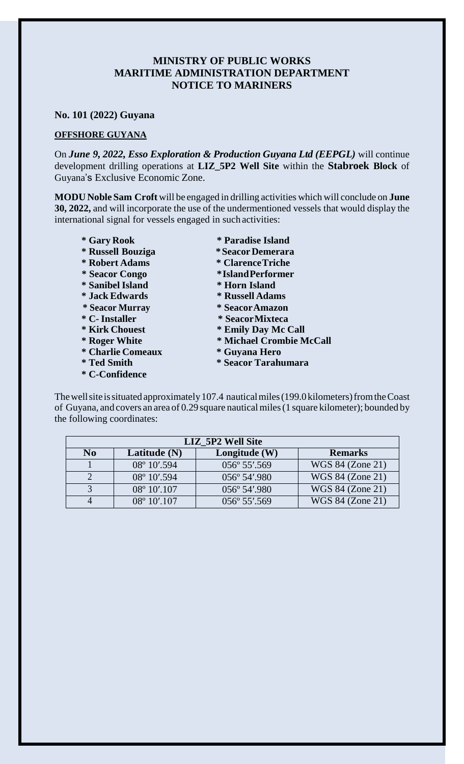**MINISTRY OF PUBLIC WORKS**
**MARITIME ADMINISTRATION DEPARTMENT**
**NOTICE TO MARINERS**

**No. 101 (2022) Guyana**

**OFFSHORE GUYANA**

On ***June 9, 2022, Esso Exploration & Production Guyana Ltd (EEPGL)*** will continue development drilling operations at **LIZ_5P2 Well Site** within the **Stabroek Block** of Guyana's Exclusive Economic Zone.

**MODU Noble Sam Croft** will be engaged in drilling activities which will conclude on **June 30, 2022,** and will incorporate the use of the undermentioned vessels that would display the international signal for vessels engaged in such activities:

- **Gary Rook**
- **Russell Bouziga**
- **Robert Adams**
- **Seacor Congo**
- **Sanibel Island**
- **Jack Edwards**
- **Seacor Murray**
- **C- Installer**
- **Kirk Chouest**
- **Roger White**
- **Charlie Comeaux**
- **Ted Smith**
- **C-Confidence**
- **Paradise Island**
- **Seacor Demerara**
- **Clarence Triche**
- **Island Performer**
- **Horn Island**
- **Russell Adams**
- **Seacor Amazon**
- **Seacor Mixteca**
- **Emily Day Mc Call**
- **Michael Crombie McCall**
- **Guyana Hero**
- **Seacor Tarahumara**

The well site is situated approximately 107.4 nautical miles (199.0 kilometers) from the Coast of Guyana, and covers an area of 0.29 square nautical miles (1 square kilometer); bounded by the following coordinates:

| LIZ_5P2 Well Site | | | |
|---|---|---|---|
| **No** | **Latitude (N)** | **Longitude (W)** | **Remarks** |
| 1 | 08º 10′.594 | 056º 55′.569 | WGS 84 (Zone 21) |
| 2 | 08º 10′.594 | 056º 54′.980 | WGS 84 (Zone 21) |
| 3 | 08º 10′.107 | 056º 54′.980 | WGS 84 (Zone 21) |
| 4 | 08º 10′.107 | 056º 55′.569 | WGS 84 (Zone 21) |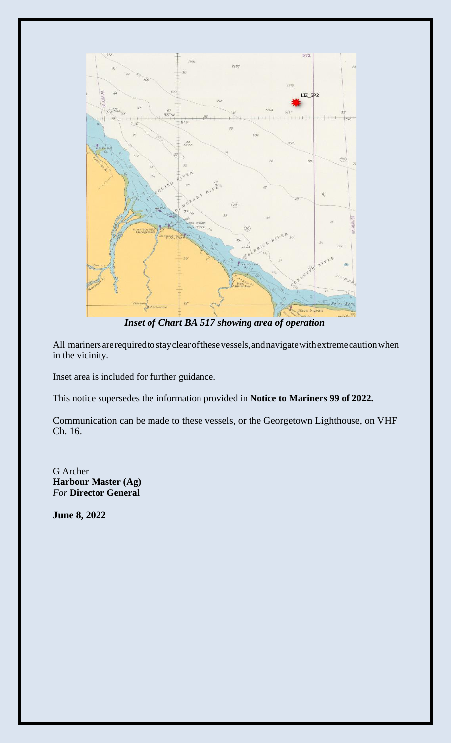*Inset of Chart BA 517 showing area of operation*

All mariners are required to stay clear of these vessels, and navigate with extreme caution when in the vicinity.

Inset area is included for further guidance.

This notice supersedes the information provided in **Notice to Mariners 99 of 2022.**

Communication can be made to these vessels, or the Georgetown Lighthouse, on VHF Ch. 16.

G Archer
**Harbour Master (Ag)**
*For* **Director General**

**June 8, 2022**